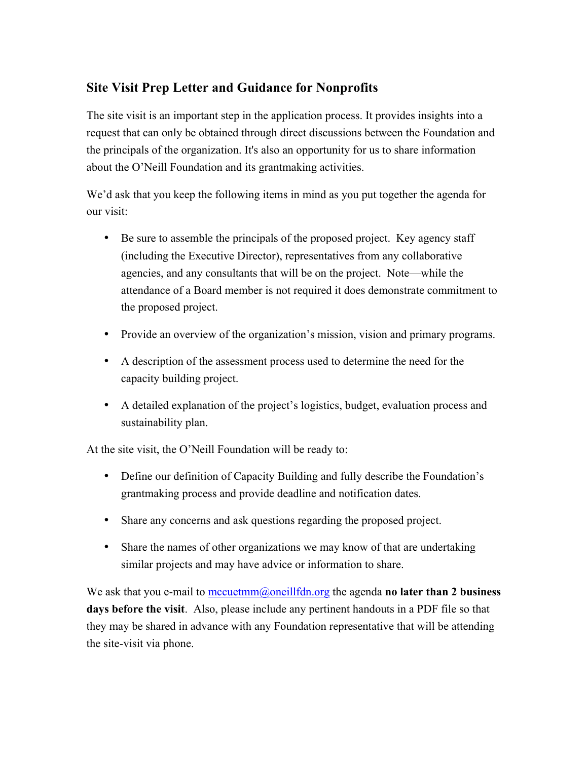## Site Visit Prep Letter and Guidance for Nonprofits

The site visit is an important step in the application process. It provides insights into a request that can only be obtained through direct discussions between the Foundation and the principals of the organization. It's also an opportunity for us to share information about the O'Neill Foundation and its grantmaking activities.

We'd ask that you keep the following items in mind as you put together the agenda for our visit:

- Be sure to assemble the principals of the proposed project. Key agency staff (including the Executive Director), representatives from any collaborative agencies, and any consultants that will be on the project. Note—while the attendance of a Board member is not required it does demonstrate commitment to the proposed project.
- Provide an overview of the organization's mission, vision and primary programs.
- A description of the assessment process used to determine the need for the capacity building project.
- A detailed explanation of the project's logistics, budget, evaluation process and sustainability plan.

At the site visit, the O'Neill Foundation will be ready to:

- Define our definition of Capacity Building and fully describe the Foundation's grantmaking process and provide deadline and notification dates.
- Share any concerns and ask questions regarding the proposed project.
- Share the names of other organizations we may know of that are undertaking similar projects and may have advice or information to share.

We ask that you e-mail to [mccuetmm@oneillfdn.org](mailto:mccuetmm@oneillfdn.org) the agenda **no later than 2 business days before the visit**. Also, please include any pertinent handouts in a PDF file so that they may be shared in advance with any Foundation representative that will be attending the site-visit via phone.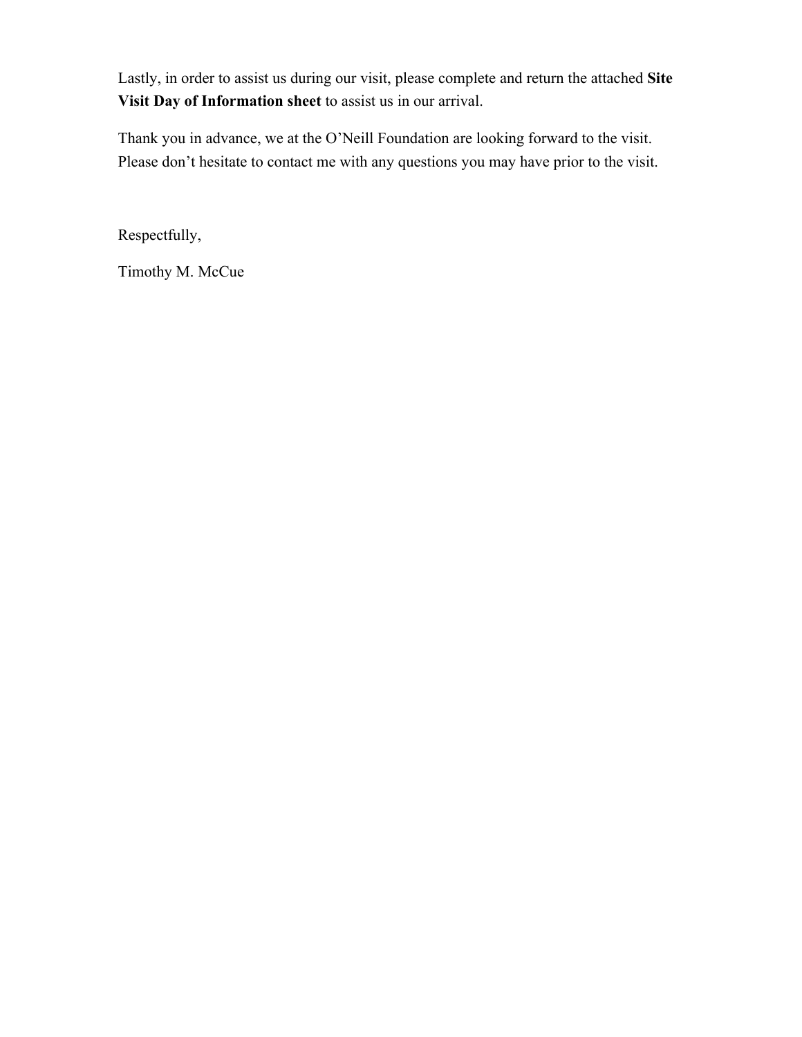Lastly, in order to assist us during our visit, please complete and return the attached **Site Visit Day of Information sheet** to assist us in our arrival.

Thank you in advance, we at the O'Neill Foundation are looking forward to the visit. Please don't hesitate to contact me with any questions you may have prior to the visit.

Respectfully,

Timothy M. McCue